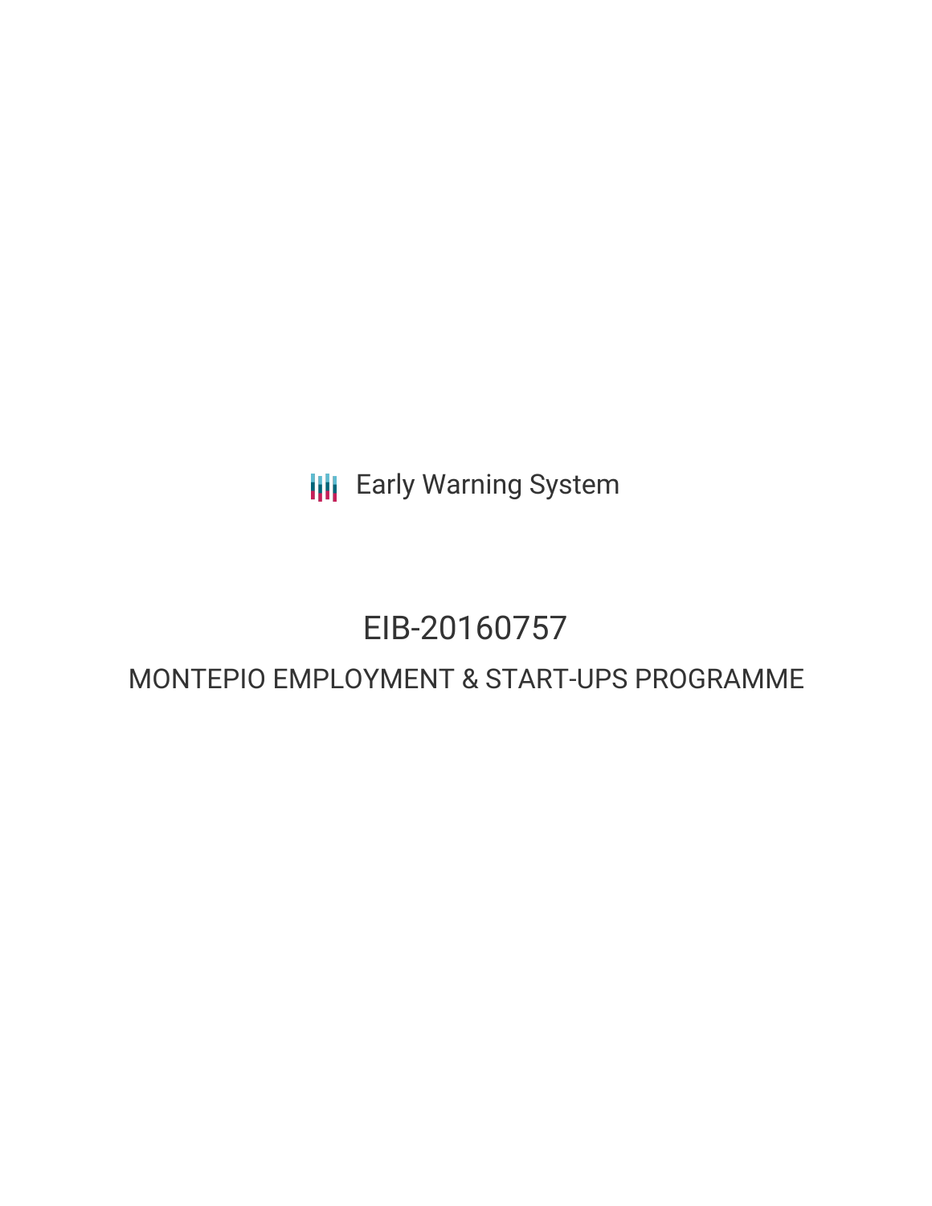Early Warning System

# EIB-20160757

## MONTEPIO EMPLOYMENT & START-UPS PROGRAMME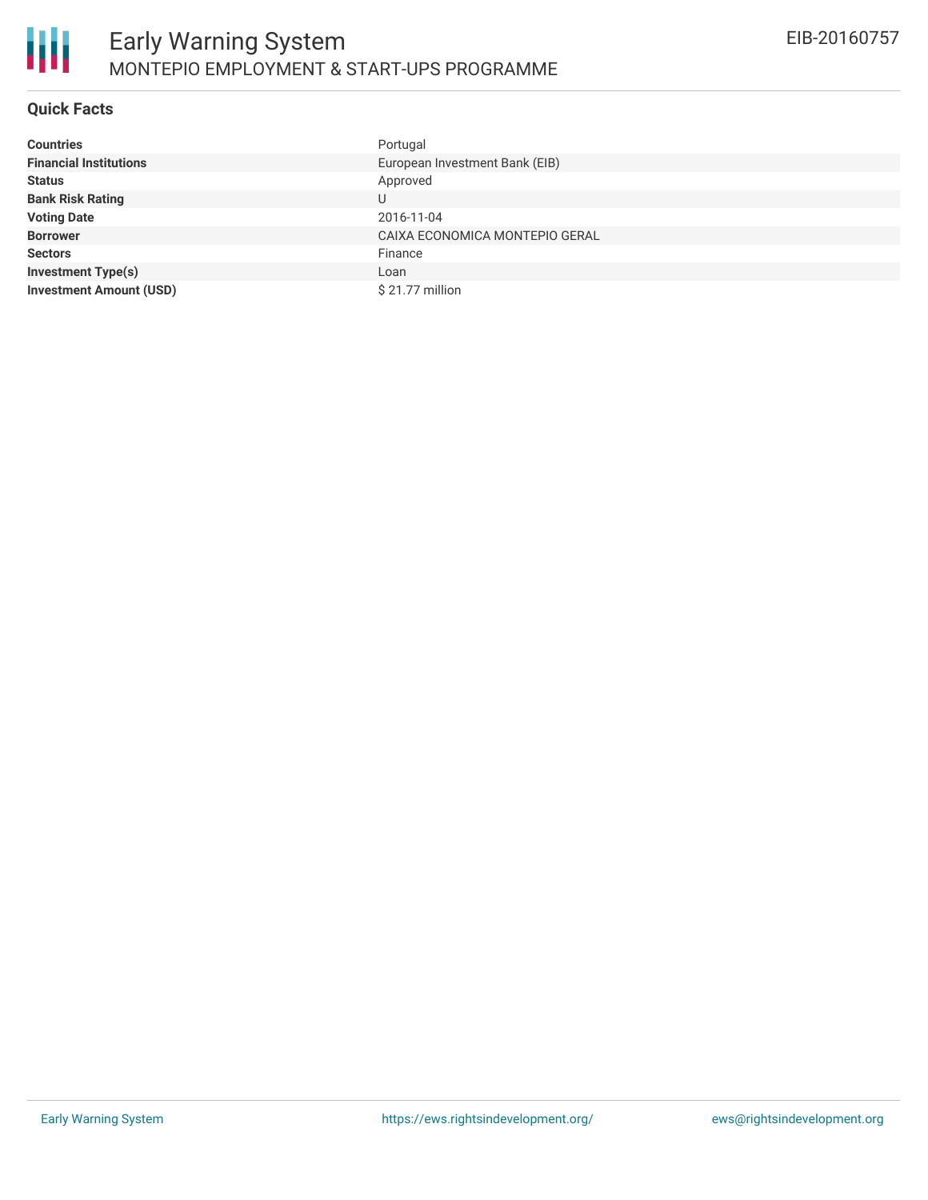## Quick Facts

| | |
|---|---|
| **Countries** | Portugal |
| **Financial Institutions** | European Investment Bank (EIB) |
| **Status** | Approved |
| **Bank Risk Rating** | U |
| **Voting Date** | 2016-11-04 |
| **Borrower** | CAIXA ECONOMICA MONTEPIO GERAL |
| **Sectors** | Finance |
| **Investment Type(s)** | Loan |
| **Investment Amount (USD)** | $ 21.77 million |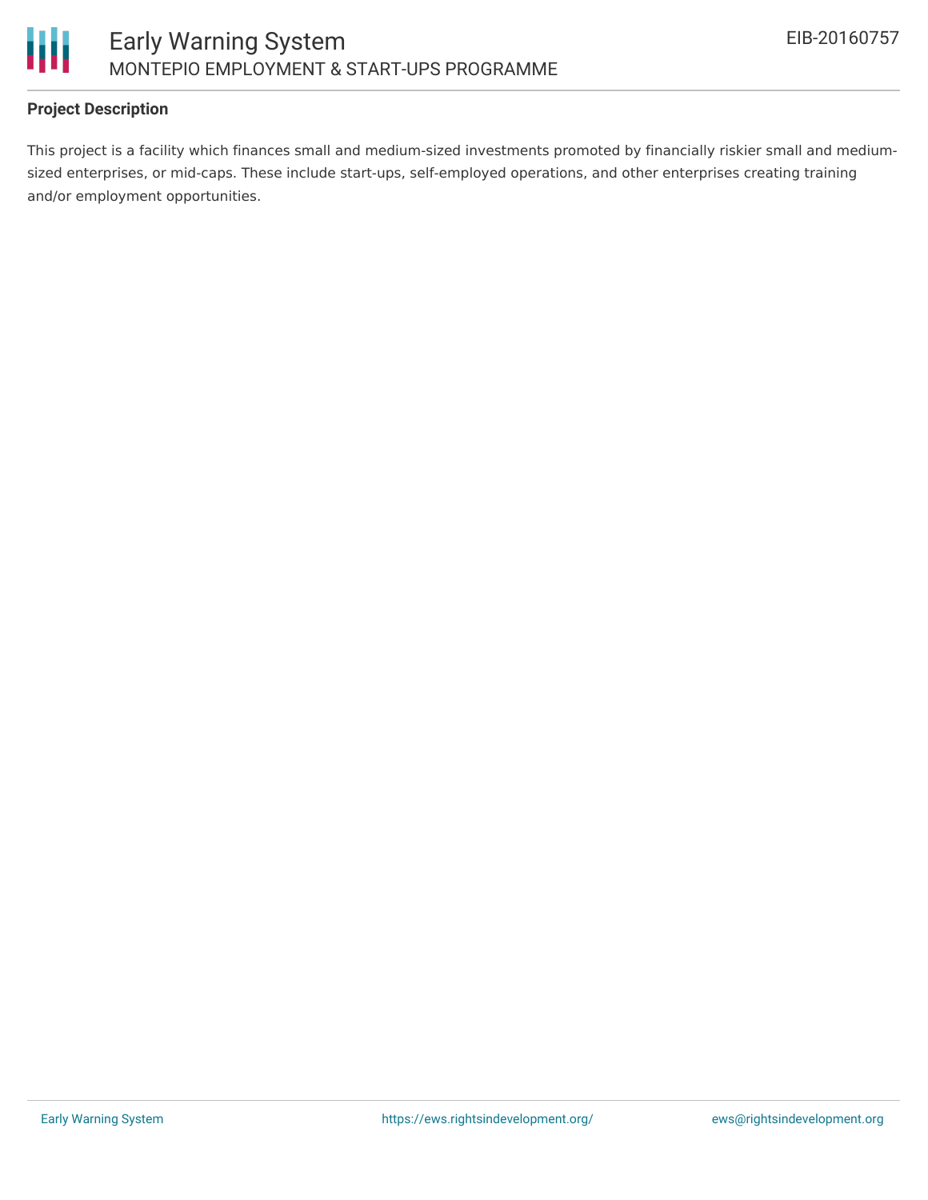### Project Description

This project is a facility which finances small and medium-sized investments promoted by financially riskier small and medium-sized enterprises, or mid-caps. These include start-ups, self-employed operations, and other enterprises creating training and/or employment opportunities.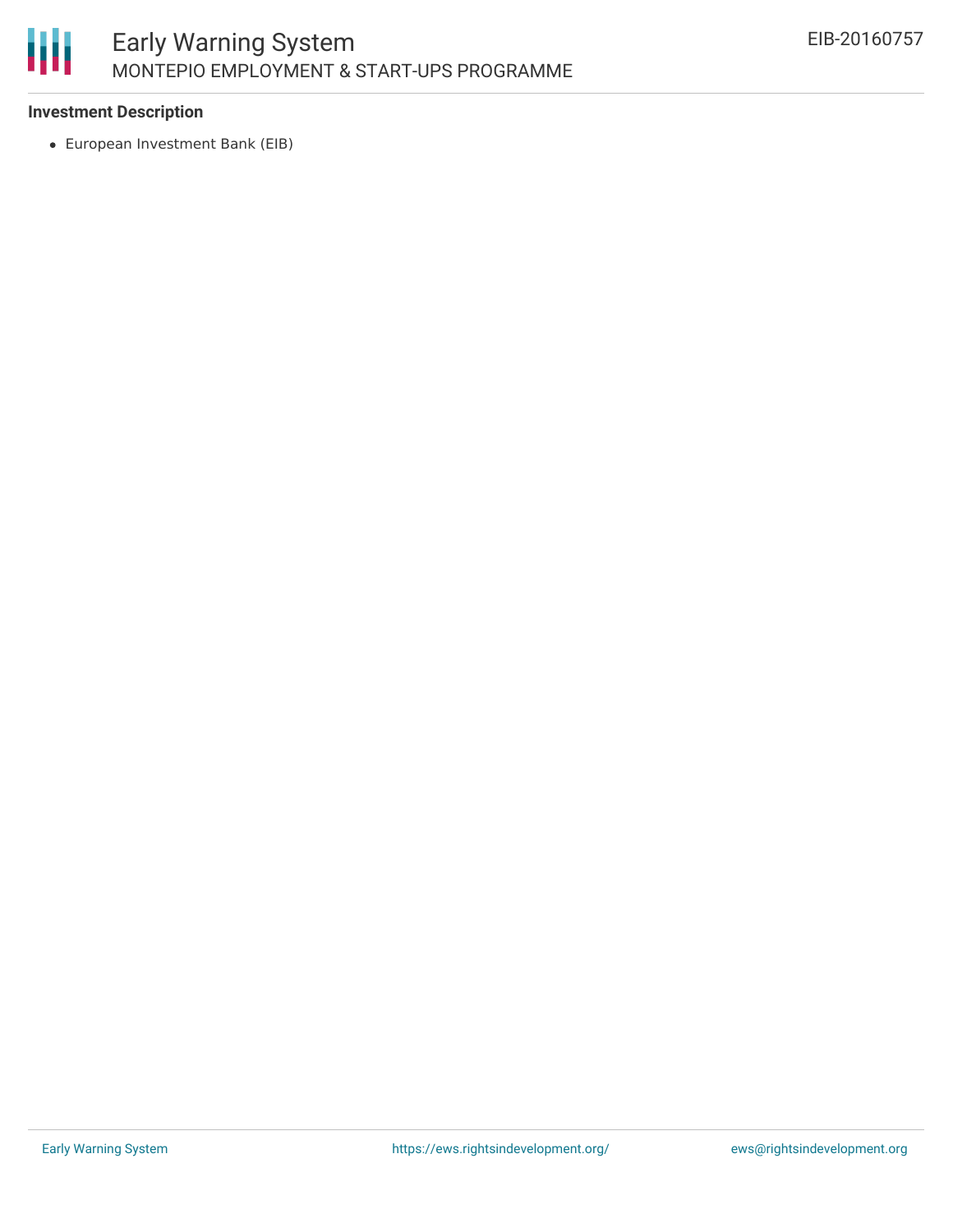**Investment Description**

- European Investment Bank (EIB)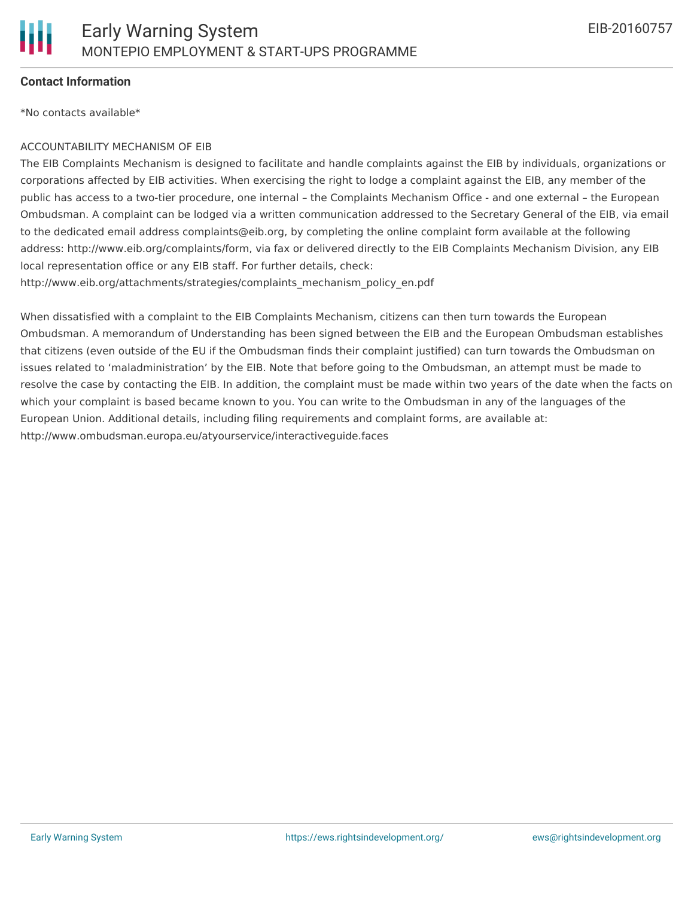**Contact Information**

*No contacts available*

ACCOUNTABILITY MECHANISM OF EIB

The EIB Complaints Mechanism is designed to facilitate and handle complaints against the EIB by individuals, organizations or corporations affected by EIB activities. When exercising the right to lodge a complaint against the EIB, any member of the public has access to a two-tier procedure, one internal – the Complaints Mechanism Office - and one external – the European Ombudsman. A complaint can be lodged via a written communication addressed to the Secretary General of the EIB, via email to the dedicated email address complaints@eib.org, by completing the online complaint form available at the following address: http://www.eib.org/complaints/form, via fax or delivered directly to the EIB Complaints Mechanism Division, any EIB local representation office or any EIB staff. For further details, check: http://www.eib.org/attachments/strategies/complaints_mechanism_policy_en.pdf

When dissatisfied with a complaint to the EIB Complaints Mechanism, citizens can then turn towards the European Ombudsman. A memorandum of Understanding has been signed between the EIB and the European Ombudsman establishes that citizens (even outside of the EU if the Ombudsman finds their complaint justified) can turn towards the Ombudsman on issues related to 'maladministration' by the EIB. Note that before going to the Ombudsman, an attempt must be made to resolve the case by contacting the EIB. In addition, the complaint must be made within two years of the date when the facts on which your complaint is based became known to you. You can write to the Ombudsman in any of the languages of the European Union. Additional details, including filing requirements and complaint forms, are available at: http://www.ombudsman.europa.eu/atyourservice/interactiveguide.faces